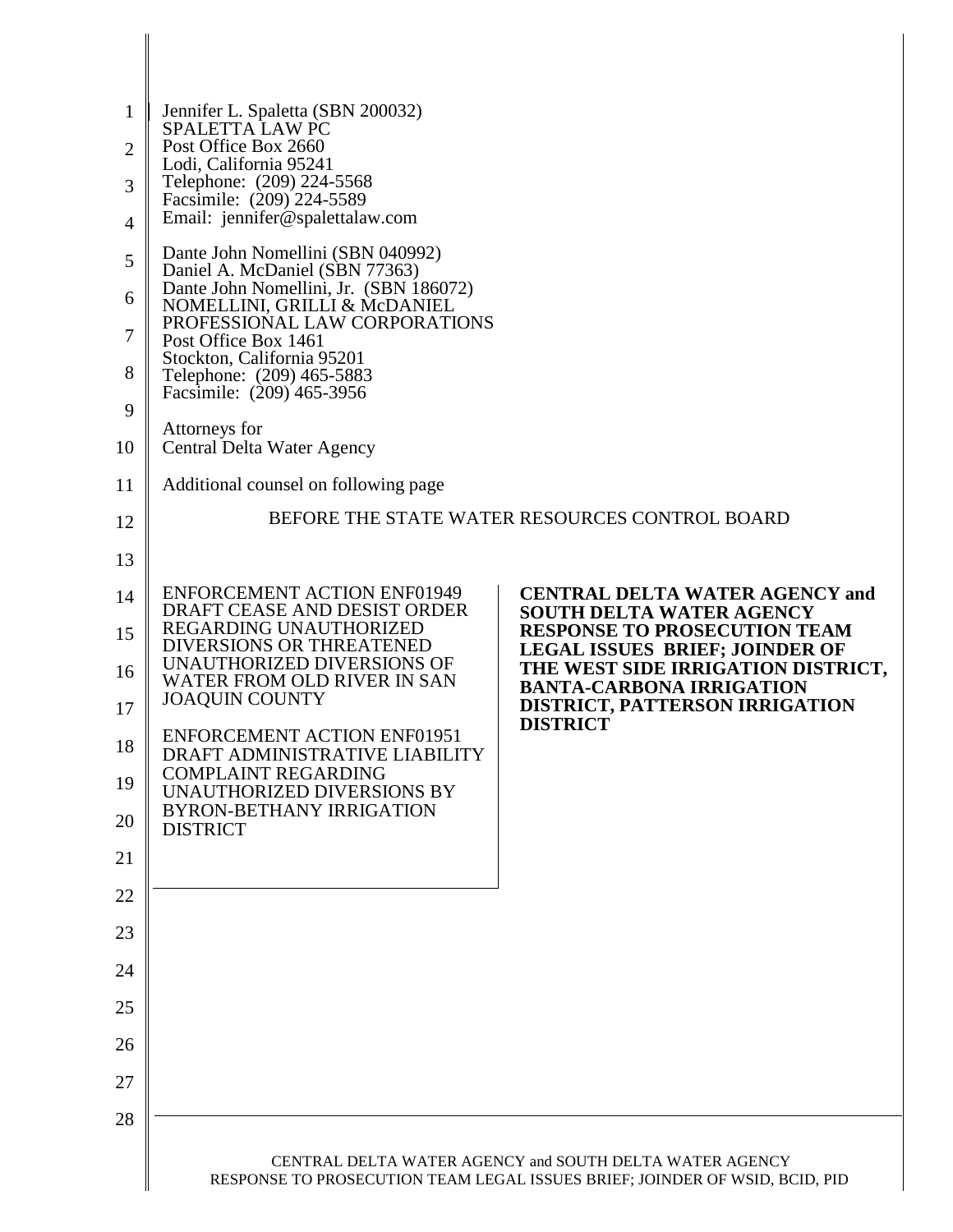Jennifer L. Spaletta (SBN 200032)
SPALETTA LAW PC
Post Office Box 2660
Lodi, California 95241
Telephone: (209) 224-5568
Facsimile: (209) 224-5589
Email: jennifer@spalettalaw.com

Dante John Nomellini (SBN 040992)
Daniel A. McDaniel (SBN 77363)
Dante John Nomellini, Jr. (SBN 186072)
NOMELLINI, GRILLI & McDANIEL
PROFESSIONAL LAW CORPORATIONS
Post Office Box 1461
Stockton, California 95201
Telephone: (209) 465-5883
Facsimile: (209) 465-3956

Attorneys for
Central Delta Water Agency

Additional counsel on following page

BEFORE THE STATE WATER RESOURCES CONTROL BOARD

ENFORCEMENT ACTION ENF01949
DRAFT CEASE AND DESIST ORDER
REGARDING UNAUTHORIZED
DIVERSIONS OR THREATENED
UNAUTHORIZED DIVERSIONS OF
WATER FROM OLD RIVER IN SAN
JOAQUIN COUNTY

ENFORCEMENT ACTION ENF01951
DRAFT ADMINISTRATIVE LIABILITY
COMPLAINT REGARDING
UNAUTHORIZED DIVERSIONS BY
BYRON-BETHANY IRRIGATION
DISTRICT

**CENTRAL DELTA WATER AGENCY and SOUTH DELTA WATER AGENCY RESPONSE TO PROSECUTION TEAM LEGAL ISSUES BRIEF; JOINDER OF THE WEST SIDE IRRIGATION DISTRICT, BANTA-CARBONA IRRIGATION DISTRICT, PATTERSON IRRIGATION DISTRICT**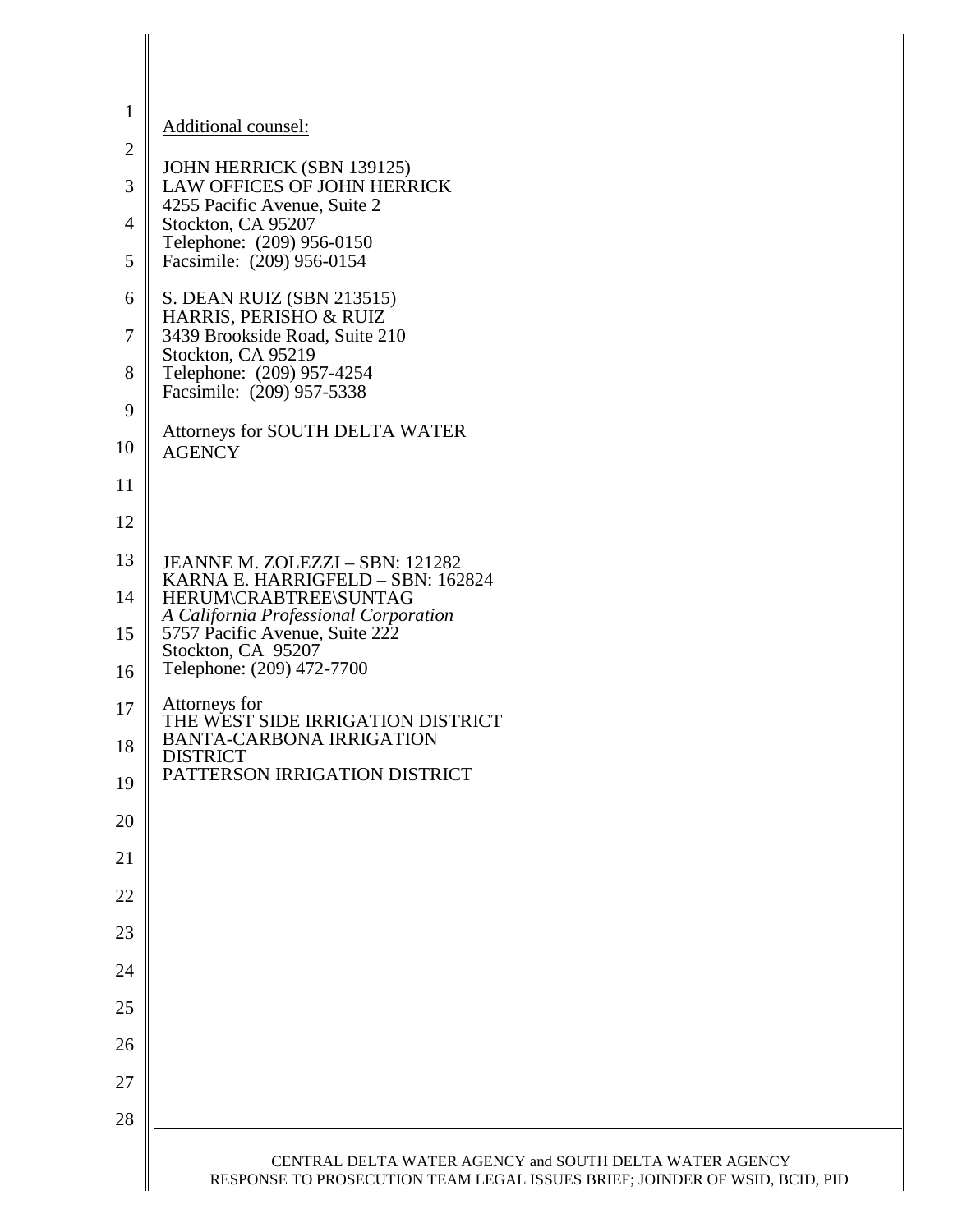<u>Additional counsel:</u>

JOHN HERRICK (SBN 139125)
LAW OFFICES OF JOHN HERRICK
4255 Pacific Avenue, Suite 2
Stockton, CA 95207
Telephone: (209) 956-0150
Facsimile: (209) 956-0154

S. DEAN RUIZ (SBN 213515)
HARRIS, PERISHO & RUIZ
3439 Brookside Road, Suite 210
Stockton, CA 95219
Telephone: (209) 957-4254
Facsimile: (209) 957-5338

Attorneys for SOUTH DELTA WATER AGENCY

JEANNE M. ZOLEZZI – SBN: 121282
KARNA E. HARRIGFELD – SBN: 162824
HERUM\CRABTREE\SUNTAG
*A California Professional Corporation*
5757 Pacific Avenue, Suite 222
Stockton, CA 95207
Telephone: (209) 472-7700

Attorneys for
THE WEST SIDE IRRIGATION DISTRICT
BANTA-CARBONA IRRIGATION DISTRICT
PATTERSON IRRIGATION DISTRICT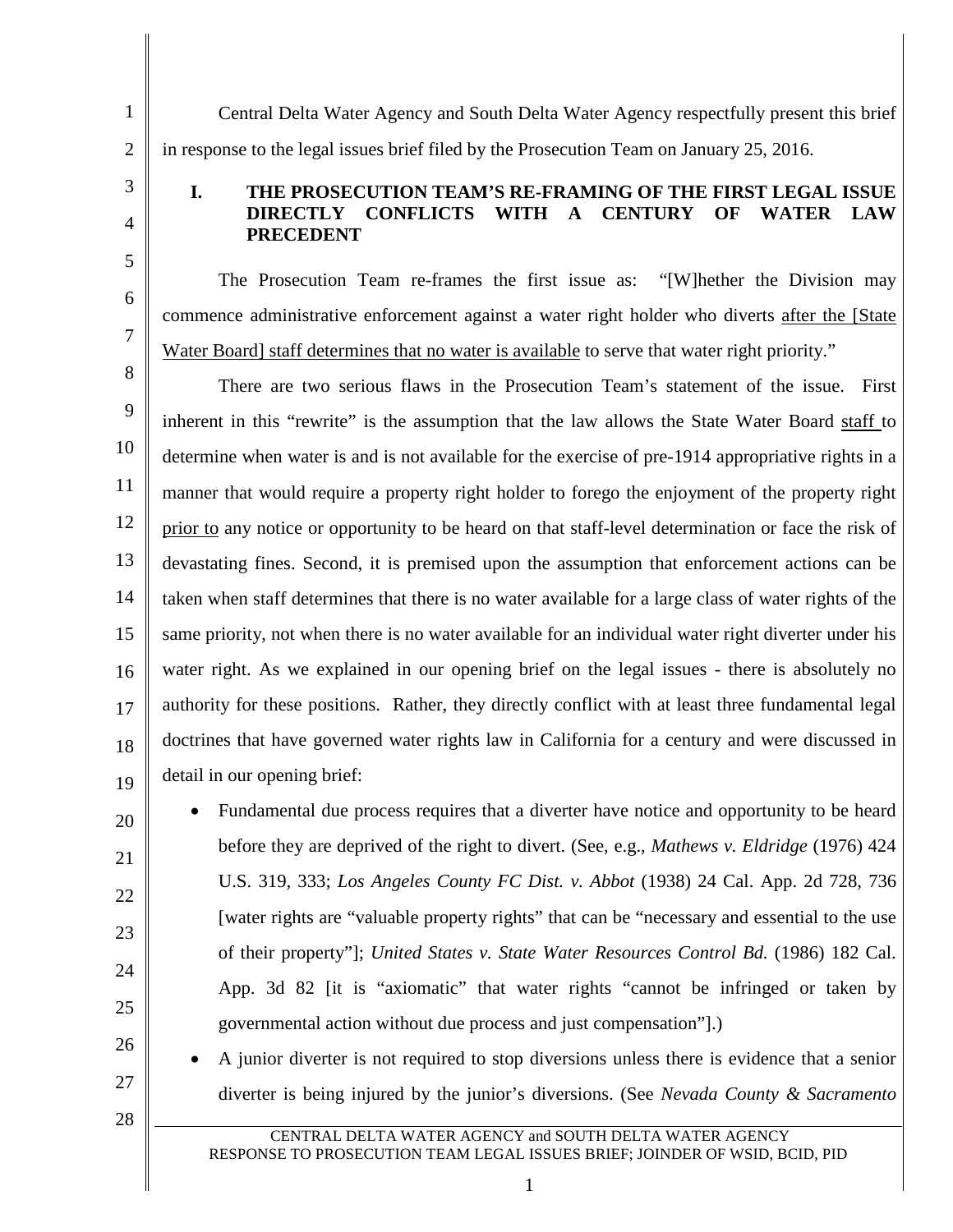Central Delta Water Agency and South Delta Water Agency respectfully present this brief in response to the legal issues brief filed by the Prosecution Team on January 25, 2016.

## I. THE PROSECUTION TEAM'S RE-FRAMING OF THE FIRST LEGAL ISSUE DIRECTLY CONFLICTS WITH A CENTURY OF WATER LAW PRECEDENT

The Prosecution Team re-frames the first issue as: "[W]hether the Division may commence administrative enforcement against a water right holder who diverts <u>after the [State Water Board] staff determines that no water is available</u> to serve that water right priority."

There are two serious flaws in the Prosecution Team's statement of the issue. First inherent in this "rewrite" is the assumption that the law allows the State Water Board <u>staff</u> to determine when water is and is not available for the exercise of pre-1914 appropriative rights in a manner that would require a property right holder to forego the enjoyment of the property right <u>prior to</u> any notice or opportunity to be heard on that staff-level determination or face the risk of devastating fines. Second, it is premised upon the assumption that enforcement actions can be taken when staff determines that there is no water available for a large class of water rights of the same priority, not when there is no water available for an individual water right diverter under his water right. As we explained in our opening brief on the legal issues - there is absolutely no authority for these positions. Rather, they directly conflict with at least three fundamental legal doctrines that have governed water rights law in California for a century and were discussed in detail in our opening brief:

- Fundamental due process requires that a diverter have notice and opportunity to be heard before they are deprived of the right to divert. (See, e.g., *Mathews v. Eldridge* (1976) 424 U.S. 319, 333; *Los Angeles County FC Dist. v. Abbot* (1938) 24 Cal. App. 2d 728, 736 [water rights are "valuable property rights" that can be "necessary and essential to the use of their property"]; *United States v. State Water Resources Control Bd.* (1986) 182 Cal. App. 3d 82 [it is "axiomatic" that water rights "cannot be infringed or taken by governmental action without due process and just compensation"].)
- A junior diverter is not required to stop diversions unless there is evidence that a senior diverter is being injured by the junior's diversions. (See *Nevada County & Sacramento*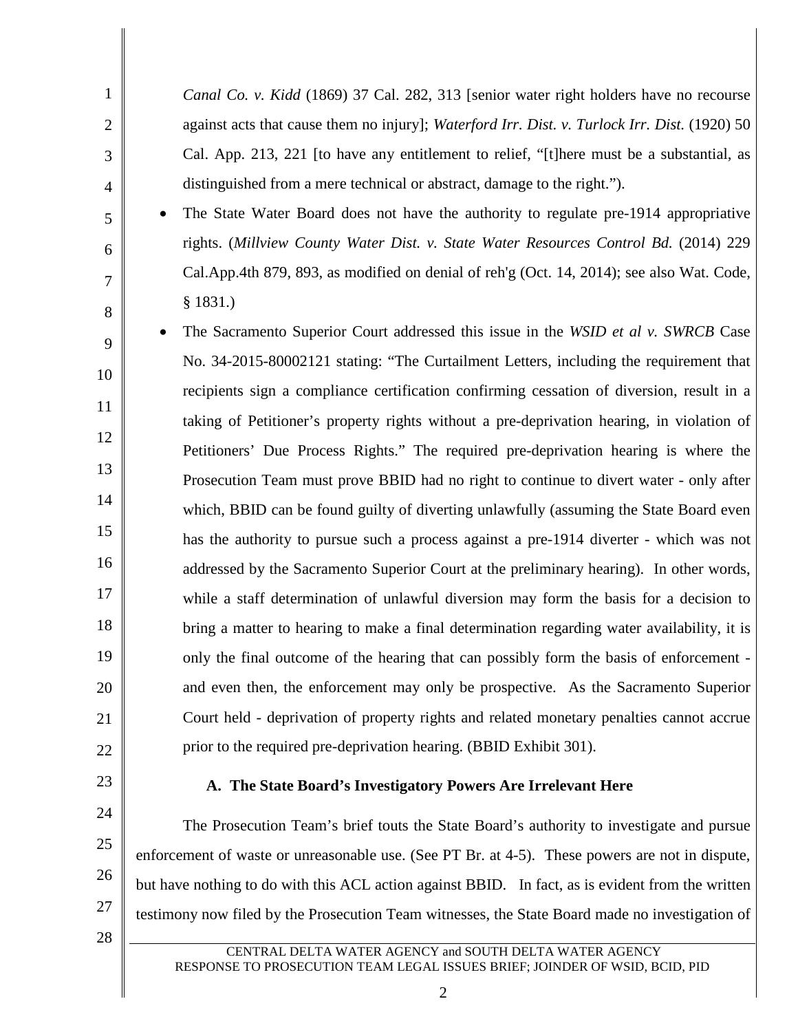*Canal Co. v. Kidd* (1869) 37 Cal. 282, 313 [senior water right holders have no recourse against acts that cause them no injury]; *Waterford Irr. Dist. v. Turlock Irr. Dist.* (1920) 50 Cal. App. 213, 221 [to have any entitlement to relief, "[t]here must be a substantial, as distinguished from a mere technical or abstract, damage to the right.").

- The State Water Board does not have the authority to regulate pre-1914 appropriative rights. (*Millview County Water Dist. v. State Water Resources Control Bd.* (2014) 229 Cal.App.4th 879, 893, as modified on denial of reh'g (Oct. 14, 2014); see also Wat. Code, § 1831.)
- The Sacramento Superior Court addressed this issue in the *WSID et al v. SWRCB* Case No. 34-2015-80002121 stating: "The Curtailment Letters, including the requirement that recipients sign a compliance certification confirming cessation of diversion, result in a taking of Petitioner's property rights without a pre-deprivation hearing, in violation of Petitioners' Due Process Rights." The required pre-deprivation hearing is where the Prosecution Team must prove BBID had no right to continue to divert water - only after which, BBID can be found guilty of diverting unlawfully (assuming the State Board even has the authority to pursue such a process against a pre-1914 diverter - which was not addressed by the Sacramento Superior Court at the preliminary hearing). In other words, while a staff determination of unlawful diversion may form the basis for a decision to bring a matter to hearing to make a final determination regarding water availability, it is only the final outcome of the hearing that can possibly form the basis of enforcement - and even then, the enforcement may only be prospective. As the Sacramento Superior Court held - deprivation of property rights and related monetary penalties cannot accrue prior to the required pre-deprivation hearing. (BBID Exhibit 301).

### A. The State Board's Investigatory Powers Are Irrelevant Here

The Prosecution Team's brief touts the State Board's authority to investigate and pursue enforcement of waste or unreasonable use. (See PT Br. at 4-5). These powers are not in dispute, but have nothing to do with this ACL action against BBID. In fact, as is evident from the written testimony now filed by the Prosecution Team witnesses, the State Board made no investigation of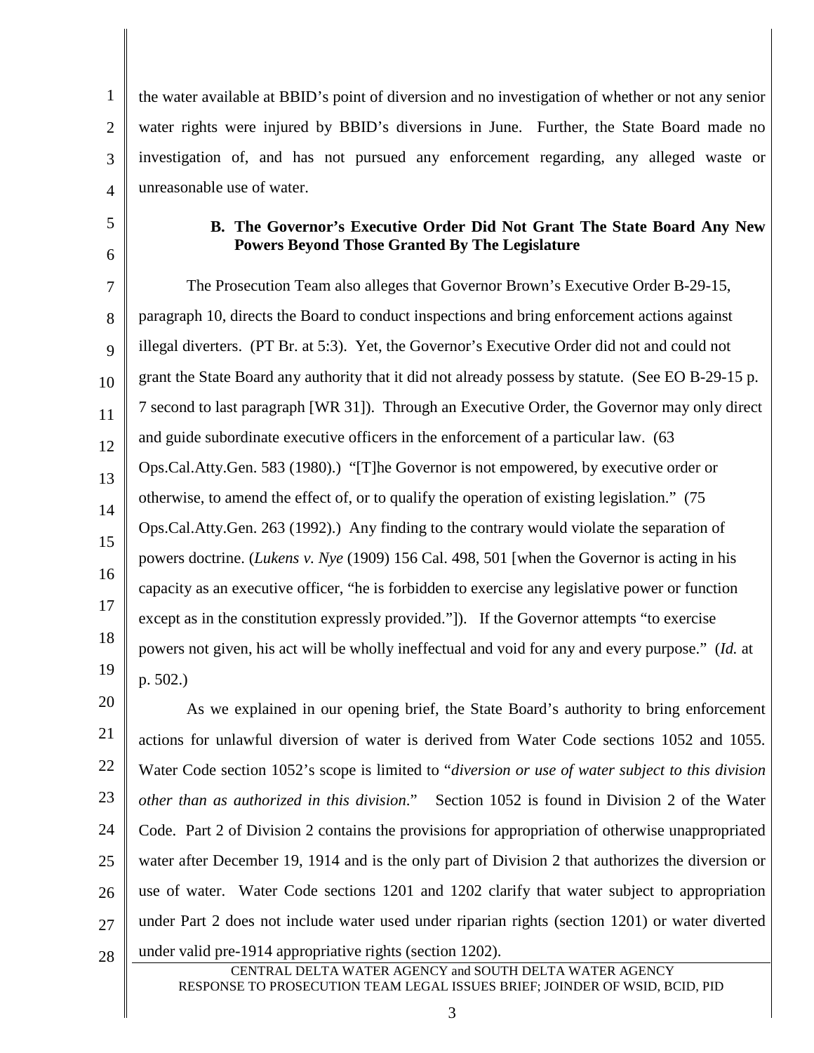the water available at BBID's point of diversion and no investigation of whether or not any senior water rights were injured by BBID's diversions in June. Further, the State Board made no investigation of, and has not pursued any enforcement regarding, any alleged waste or unreasonable use of water.

### B. The Governor's Executive Order Did Not Grant The State Board Any New Powers Beyond Those Granted By The Legislature

The Prosecution Team also alleges that Governor Brown's Executive Order B-29-15, paragraph 10, directs the Board to conduct inspections and bring enforcement actions against illegal diverters. (PT Br. at 5:3). Yet, the Governor's Executive Order did not and could not grant the State Board any authority that it did not already possess by statute. (See EO B-29-15 p. 7 second to last paragraph [WR 31]). Through an Executive Order, the Governor may only direct and guide subordinate executive officers in the enforcement of a particular law. (63 Ops.Cal.Atty.Gen. 583 (1980).) "[T]he Governor is not empowered, by executive order or otherwise, to amend the effect of, or to qualify the operation of existing legislation." (75 Ops.Cal.Atty.Gen. 263 (1992).) Any finding to the contrary would violate the separation of powers doctrine. (*Lukens v. Nye* (1909) 156 Cal. 498, 501 [when the Governor is acting in his capacity as an executive officer, "he is forbidden to exercise any legislative power or function except as in the constitution expressly provided."]). If the Governor attempts "to exercise powers not given, his act will be wholly ineffectual and void for any and every purpose." (*Id.* at p. 502.)

As we explained in our opening brief, the State Board's authority to bring enforcement actions for unlawful diversion of water is derived from Water Code sections 1052 and 1055. Water Code section 1052's scope is limited to "*diversion or use of water subject to this division other than as authorized in this division*." Section 1052 is found in Division 2 of the Water Code. Part 2 of Division 2 contains the provisions for appropriation of otherwise unappropriated water after December 19, 1914 and is the only part of Division 2 that authorizes the diversion or use of water. Water Code sections 1201 and 1202 clarify that water subject to appropriation under Part 2 does not include water used under riparian rights (section 1201) or water diverted under valid pre-1914 appropriative rights (section 1202).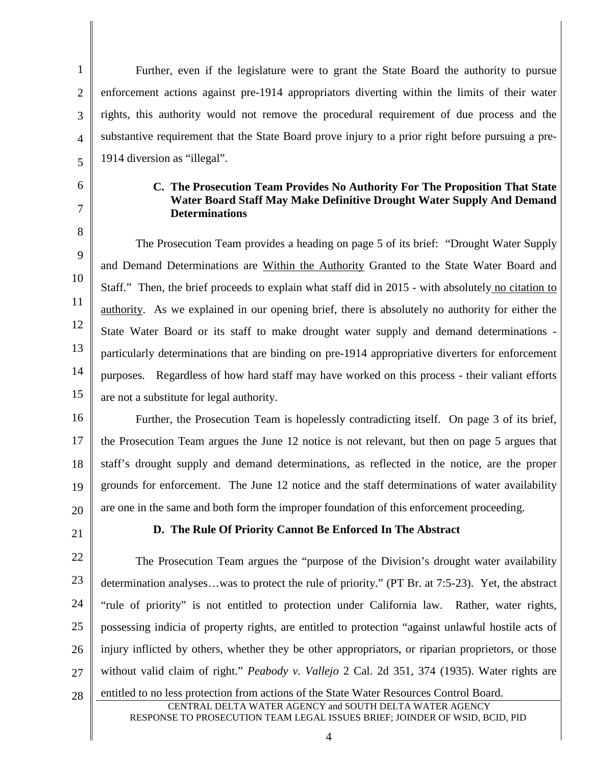Further, even if the legislature were to grant the State Board the authority to pursue enforcement actions against pre-1914 appropriators diverting within the limits of their water rights, this authority would not remove the procedural requirement of due process and the substantive requirement that the State Board prove injury to a prior right before pursuing a pre-1914 diversion as "illegal".

### C. The Prosecution Team Provides No Authority For The Proposition That State Water Board Staff May Make Definitive Drought Water Supply And Demand Determinations

The Prosecution Team provides a heading on page 5 of its brief: "Drought Water Supply and Demand Determinations are Within the Authority Granted to the State Water Board and Staff." Then, the brief proceeds to explain what staff did in 2015 - with absolutely no citation to authority. As we explained in our opening brief, there is absolutely no authority for either the State Water Board or its staff to make drought water supply and demand determinations - particularly determinations that are binding on pre-1914 appropriative diverters for enforcement purposes. Regardless of how hard staff may have worked on this process - their valiant efforts are not a substitute for legal authority.

Further, the Prosecution Team is hopelessly contradicting itself. On page 3 of its brief, the Prosecution Team argues the June 12 notice is not relevant, but then on page 5 argues that staff's drought supply and demand determinations, as reflected in the notice, are the proper grounds for enforcement. The June 12 notice and the staff determinations of water availability are one in the same and both form the improper foundation of this enforcement proceeding.

### D. The Rule Of Priority Cannot Be Enforced In The Abstract

The Prosecution Team argues the "purpose of the Division's drought water availability determination analyses…was to protect the rule of priority." (PT Br. at 7:5-23). Yet, the abstract "rule of priority" is not entitled to protection under California law. Rather, water rights, possessing indicia of property rights, are entitled to protection "against unlawful hostile acts of injury inflicted by others, whether they be other appropriators, or riparian proprietors, or those without valid claim of right." *Peabody v. Vallejo* 2 Cal. 2d 351, 374 (1935). Water rights are entitled to no less protection from actions of the State Water Resources Control Board.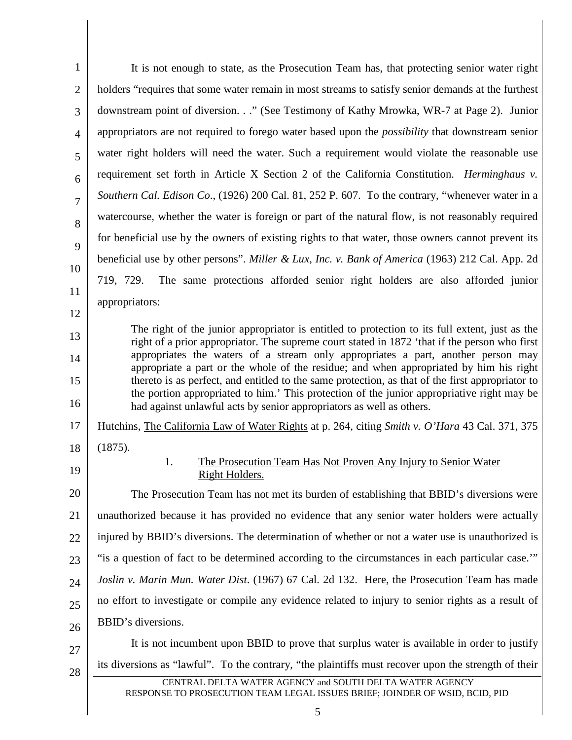It is not enough to state, as the Prosecution Team has, that protecting senior water right holders "requires that some water remain in most streams to satisfy senior demands at the furthest downstream point of diversion. . ." (See Testimony of Kathy Mrowka, WR-7 at Page 2). Junior appropriators are not required to forego water based upon the *possibility* that downstream senior water right holders will need the water. Such a requirement would violate the reasonable use requirement set forth in Article X Section 2 of the California Constitution. *Herminghaus v. Southern Cal. Edison Co*., (1926) 200 Cal. 81, 252 P. 607. To the contrary, "whenever water in a watercourse, whether the water is foreign or part of the natural flow, is not reasonably required for beneficial use by the owners of existing rights to that water, those owners cannot prevent its beneficial use by other persons". *Miller & Lux, Inc. v. Bank of America* (1963) 212 Cal. App. 2d 719, 729. The same protections afforded senior right holders are also afforded junior appropriators:

> The right of the junior appropriator is entitled to protection to its full extent, just as the right of a prior appropriator. The supreme court stated in 1872 'that if the person who first appropriates the waters of a stream only appropriates a part, another person may appropriate a part or the whole of the residue; and when appropriated by him his right thereto is as perfect, and entitled to the same protection, as that of the first appropriator to the portion appropriated to him.' This protection of the junior appropriative right may be had against unlawful acts by senior appropriators as well as others.

Hutchins, The California Law of Water Rights at p. 264, citing *Smith v. O'Hara* 43 Cal. 371, 375 (1875).

### 1. The Prosecution Team Has Not Proven Any Injury to Senior Water Right Holders.

The Prosecution Team has not met its burden of establishing that BBID's diversions were unauthorized because it has provided no evidence that any senior water holders were actually injured by BBID's diversions. The determination of whether or not a water use is unauthorized is "is a question of fact to be determined according to the circumstances in each particular case.'" *Joslin v. Marin Mun. Water Dist*. (1967) 67 Cal. 2d 132. Here, the Prosecution Team has made no effort to investigate or compile any evidence related to injury to senior rights as a result of BBID's diversions.

It is not incumbent upon BBID to prove that surplus water is available in order to justify its diversions as "lawful". To the contrary, "the plaintiffs must recover upon the strength of their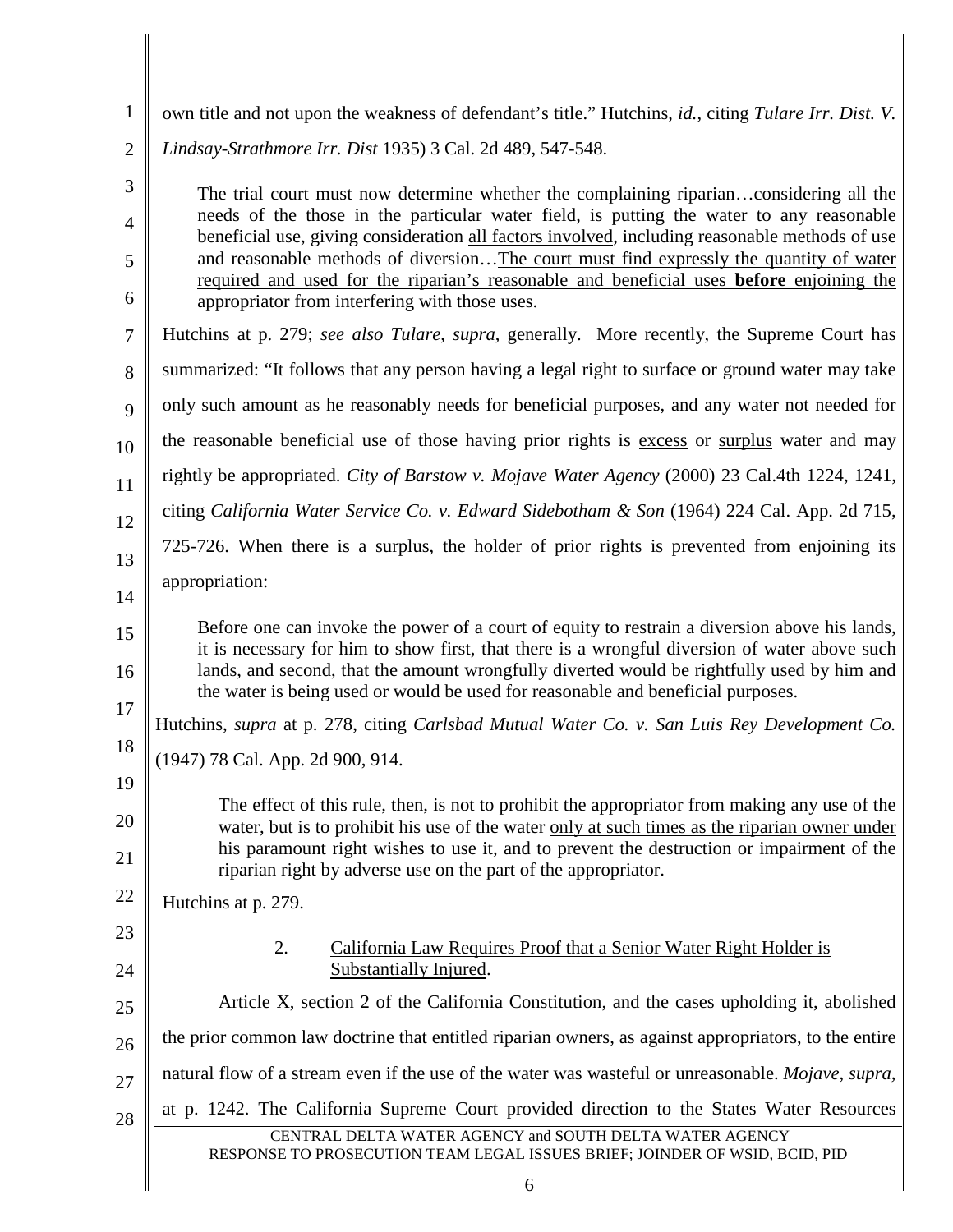own title and not upon the weakness of defendant's title." Hutchins, *id.*, citing *Tulare Irr. Dist. V. Lindsay-Strathmore Irr. Dist* 1935) 3 Cal. 2d 489, 547-548.

> The trial court must now determine whether the complaining riparian…considering all the needs of the those in the particular water field, is putting the water to any reasonable beneficial use, giving consideration <u>all factors involved</u>, including reasonable methods of use and reasonable methods of diversion…<u>The court must find expressly the quantity of water required and used for the riparian's reasonable and beneficial uses **before** enjoining the appropriator from interfering with those uses</u>.

Hutchins at p. 279; *see also Tulare*, *supra*, generally. More recently, the Supreme Court has summarized: "It follows that any person having a legal right to surface or ground water may take only such amount as he reasonably needs for beneficial purposes, and any water not needed for the reasonable beneficial use of those having prior rights is <u>excess</u> or <u>surplus</u> water and may rightly be appropriated. *City of Barstow v. Mojave Water Agency* (2000) 23 Cal.4th 1224, 1241, citing *California Water Service Co. v. Edward Sidebotham & Son* (1964) 224 Cal. App. 2d 715, 725-726. When there is a surplus, the holder of prior rights is prevented from enjoining its appropriation:

> Before one can invoke the power of a court of equity to restrain a diversion above his lands, it is necessary for him to show first, that there is a wrongful diversion of water above such lands, and second, that the amount wrongfully diverted would be rightfully used by him and the water is being used or would be used for reasonable and beneficial purposes.

Hutchins, *supra* at p. 278, citing *Carlsbad Mutual Water Co. v. San Luis Rey Development Co.* (1947) 78 Cal. App. 2d 900, 914.

> The effect of this rule, then, is not to prohibit the appropriator from making any use of the water, but is to prohibit his use of the water <u>only at such times as the riparian owner under his paramount right wishes to use it</u>, and to prevent the destruction or impairment of the riparian right by adverse use on the part of the appropriator.

Hutchins at p. 279.

### 2. <u>California Law Requires Proof that a Senior Water Right Holder is Substantially Injured</u>.

Article X, section 2 of the California Constitution, and the cases upholding it, abolished the prior common law doctrine that entitled riparian owners, as against appropriators, to the entire natural flow of a stream even if the use of the water was wasteful or unreasonable. *Mojave*, *supra*, at p. 1242. The California Supreme Court provided direction to the States Water Resources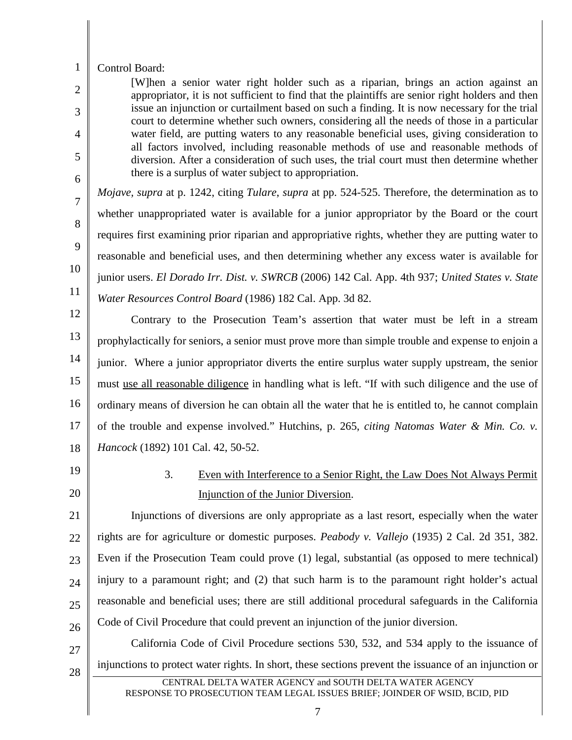Control Board:

> [W]hen a senior water right holder such as a riparian, brings an action against an appropriator, it is not sufficient to find that the plaintiffs are senior right holders and then issue an injunction or curtailment based on such a finding. It is now necessary for the trial court to determine whether such owners, considering all the needs of those in a particular water field, are putting waters to any reasonable beneficial uses, giving consideration to all factors involved, including reasonable methods of use and reasonable methods of diversion. After a consideration of such uses, the trial court must then determine whether there is a surplus of water subject to appropriation.

*Mojave*, *supra* at p. 1242, citing *Tulare*, *supra* at pp. 524-525. Therefore, the determination as to whether unappropriated water is available for a junior appropriator by the Board or the court requires first examining prior riparian and appropriative rights, whether they are putting water to reasonable and beneficial uses, and then determining whether any excess water is available for junior users. *El Dorado Irr. Dist. v. SWRCB* (2006) 142 Cal. App. 4th 937; *United States v. State Water Resources Control Board* (1986) 182 Cal. App. 3d 82.

Contrary to the Prosecution Team's assertion that water must be left in a stream prophylactically for seniors, a senior must prove more than simple trouble and expense to enjoin a junior. Where a junior appropriator diverts the entire surplus water supply upstream, the senior must use all reasonable diligence in handling what is left. "If with such diligence and the use of ordinary means of diversion he can obtain all the water that he is entitled to, he cannot complain of the trouble and expense involved." Hutchins, p. 265, *citing Natomas Water & Min. Co. v. Hancock* (1892) 101 Cal. 42, 50-52.

3. Even with Interference to a Senior Right, the Law Does Not Always Permit Injunction of the Junior Diversion.

Injunctions of diversions are only appropriate as a last resort, especially when the water rights are for agriculture or domestic purposes. *Peabody v. Vallejo* (1935) 2 Cal. 2d 351, 382. Even if the Prosecution Team could prove (1) legal, substantial (as opposed to mere technical) injury to a paramount right; and (2) that such harm is to the paramount right holder's actual reasonable and beneficial uses; there are still additional procedural safeguards in the California Code of Civil Procedure that could prevent an injunction of the junior diversion.

California Code of Civil Procedure sections 530, 532, and 534 apply to the issuance of injunctions to protect water rights. In short, these sections prevent the issuance of an injunction or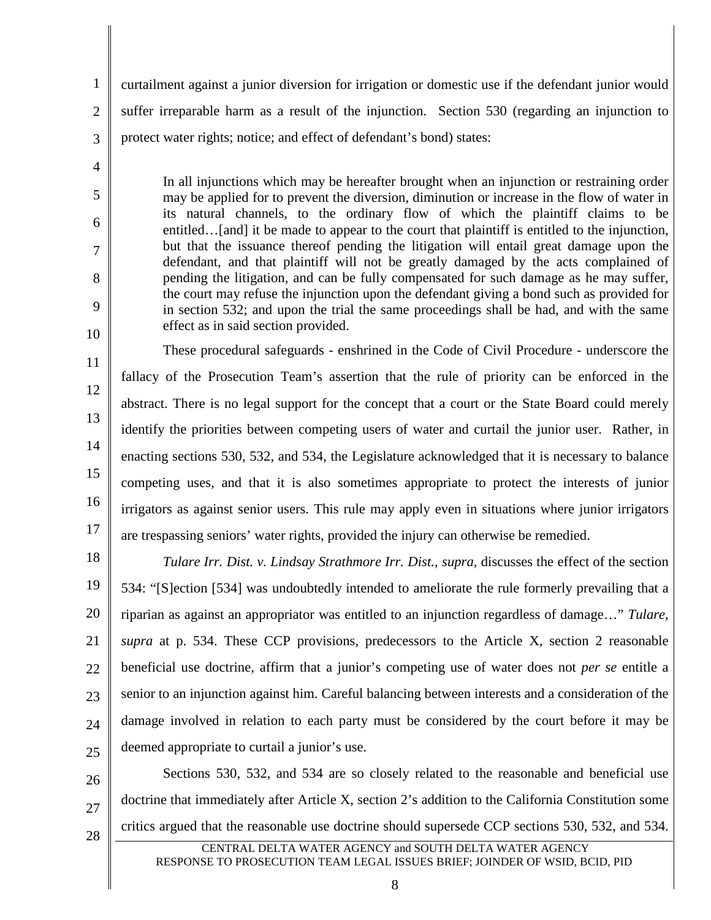curtailment against a junior diversion for irrigation or domestic use if the defendant junior would suffer irreparable harm as a result of the injunction. Section 530 (regarding an injunction to protect water rights; notice; and effect of defendant's bond) states:

> In all injunctions which may be hereafter brought when an injunction or restraining order may be applied for to prevent the diversion, diminution or increase in the flow of water in its natural channels, to the ordinary flow of which the plaintiff claims to be entitled…[and] it be made to appear to the court that plaintiff is entitled to the injunction, but that the issuance thereof pending the litigation will entail great damage upon the defendant, and that plaintiff will not be greatly damaged by the acts complained of pending the litigation, and can be fully compensated for such damage as he may suffer, the court may refuse the injunction upon the defendant giving a bond such as provided for in section 532; and upon the trial the same proceedings shall be had, and with the same effect as in said section provided.

These procedural safeguards - enshrined in the Code of Civil Procedure - underscore the fallacy of the Prosecution Team's assertion that the rule of priority can be enforced in the abstract. There is no legal support for the concept that a court or the State Board could merely identify the priorities between competing users of water and curtail the junior user. Rather, in enacting sections 530, 532, and 534, the Legislature acknowledged that it is necessary to balance competing uses, and that it is also sometimes appropriate to protect the interests of junior irrigators as against senior users. This rule may apply even in situations where junior irrigators are trespassing seniors' water rights, provided the injury can otherwise be remedied.

*Tulare Irr. Dist. v. Lindsay Strathmore Irr. Dist., supra*, discusses the effect of the section 534: "[S]ection [534] was undoubtedly intended to ameliorate the rule formerly prevailing that a riparian as against an appropriator was entitled to an injunction regardless of damage…" *Tulare, supra* at p. 534. These CCP provisions, predecessors to the Article X, section 2 reasonable beneficial use doctrine, affirm that a junior's competing use of water does not *per se* entitle a senior to an injunction against him. Careful balancing between interests and a consideration of the damage involved in relation to each party must be considered by the court before it may be deemed appropriate to curtail a junior's use.

Sections 530, 532, and 534 are so closely related to the reasonable and beneficial use doctrine that immediately after Article X, section 2's addition to the California Constitution some critics argued that the reasonable use doctrine should supersede CCP sections 530, 532, and 534.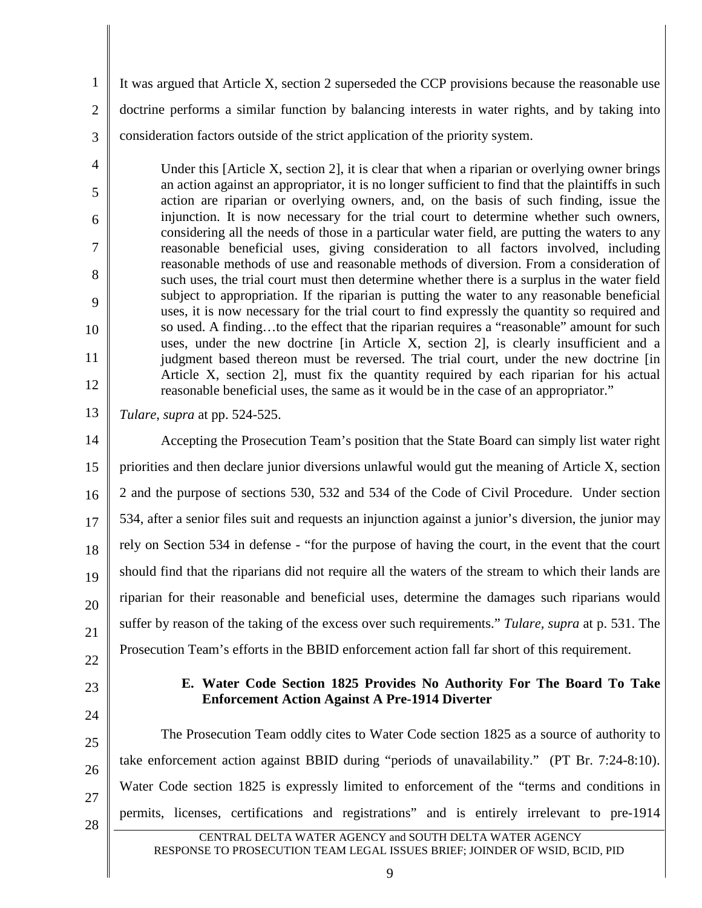It was argued that Article X, section 2 superseded the CCP provisions because the reasonable use doctrine performs a similar function by balancing interests in water rights, and by taking into consideration factors outside of the strict application of the priority system.

> Under this [Article X, section 2], it is clear that when a riparian or overlying owner brings an action against an appropriator, it is no longer sufficient to find that the plaintiffs in such action are riparian or overlying owners, and, on the basis of such finding, issue the injunction. It is now necessary for the trial court to determine whether such owners, considering all the needs of those in a particular water field, are putting the waters to any reasonable beneficial uses, giving consideration to all factors involved, including reasonable methods of use and reasonable methods of diversion. From a consideration of such uses, the trial court must then determine whether there is a surplus in the water field subject to appropriation. If the riparian is putting the water to any reasonable beneficial uses, it is now necessary for the trial court to find expressly the quantity so required and so used. A finding…to the effect that the riparian requires a "reasonable" amount for such uses, under the new doctrine [in Article X, section 2], is clearly insufficient and a judgment based thereon must be reversed. The trial court, under the new doctrine [in Article X, section 2], must fix the quantity required by each riparian for his actual reasonable beneficial uses, the same as it would be in the case of an appropriator."

*Tulare*, *supra* at pp. 524-525.

Accepting the Prosecution Team's position that the State Board can simply list water right priorities and then declare junior diversions unlawful would gut the meaning of Article X, section 2 and the purpose of sections 530, 532 and 534 of the Code of Civil Procedure. Under section 534, after a senior files suit and requests an injunction against a junior's diversion, the junior may rely on Section 534 in defense - "for the purpose of having the court, in the event that the court should find that the riparians did not require all the waters of the stream to which their lands are riparian for their reasonable and beneficial uses, determine the damages such riparians would suffer by reason of the taking of the excess over such requirements." *Tulare, supra* at p. 531. The Prosecution Team's efforts in the BBID enforcement action fall far short of this requirement.

### E. Water Code Section 1825 Provides No Authority For The Board To Take Enforcement Action Against A Pre-1914 Diverter

The Prosecution Team oddly cites to Water Code section 1825 as a source of authority to take enforcement action against BBID during "periods of unavailability." (PT Br. 7:24-8:10). Water Code section 1825 is expressly limited to enforcement of the "terms and conditions in permits, licenses, certifications and registrations" and is entirely irrelevant to pre-1914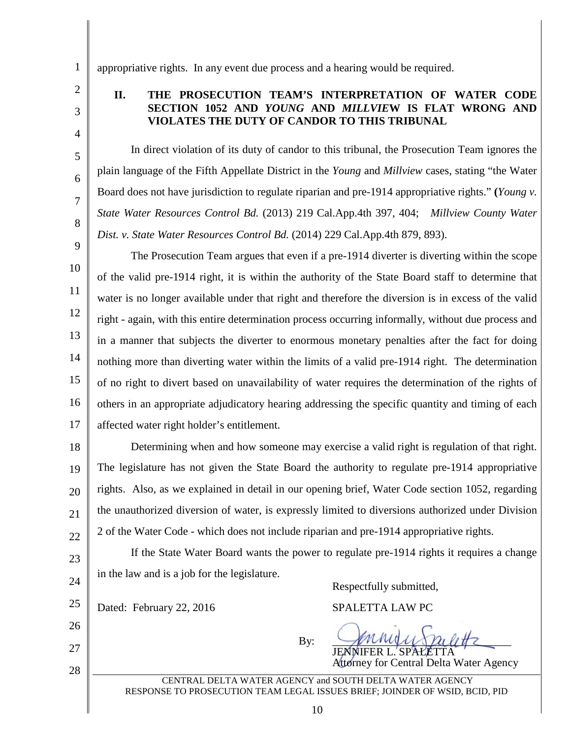appropriative rights. In any event due process and a hearing would be required.

## II. THE PROSECUTION TEAM'S INTERPRETATION OF WATER CODE SECTION 1052 AND *YOUNG* AND *MILLVIEW* IS FLAT WRONG AND VIOLATES THE DUTY OF CANDOR TO THIS TRIBUNAL

In direct violation of its duty of candor to this tribunal, the Prosecution Team ignores the plain language of the Fifth Appellate District in the *Young* and *Millview* cases, stating "the Water Board does not have jurisdiction to regulate riparian and pre-1914 appropriative rights." (*Young v. State Water Resources Control Bd.* (2013) 219 Cal.App.4th 397, 404; *Millview County Water Dist. v. State Water Resources Control Bd.* (2014) 229 Cal.App.4th 879, 893).

The Prosecution Team argues that even if a pre-1914 diverter is diverting within the scope of the valid pre-1914 right, it is within the authority of the State Board staff to determine that water is no longer available under that right and therefore the diversion is in excess of the valid right - again, with this entire determination process occurring informally, without due process and in a manner that subjects the diverter to enormous monetary penalties after the fact for doing nothing more than diverting water within the limits of a valid pre-1914 right. The determination of no right to divert based on unavailability of water requires the determination of the rights of others in an appropriate adjudicatory hearing addressing the specific quantity and timing of each affected water right holder's entitlement.

Determining when and how someone may exercise a valid right is regulation of that right. The legislature has not given the State Board the authority to regulate pre-1914 appropriative rights. Also, as we explained in detail in our opening brief, Water Code section 1052, regarding the unauthorized diversion of water, is expressly limited to diversions authorized under Division 2 of the Water Code - which does not include riparian and pre-1914 appropriative rights.

If the State Water Board wants the power to regulate pre-1914 rights it requires a change in the law and is a job for the legislature.

Respectfully submitted,

Dated: February 22, 2016

SPALETTA LAW PC

By: ______________________
JENNIFER L. SPALETTA
Attorney for Central Delta Water Agency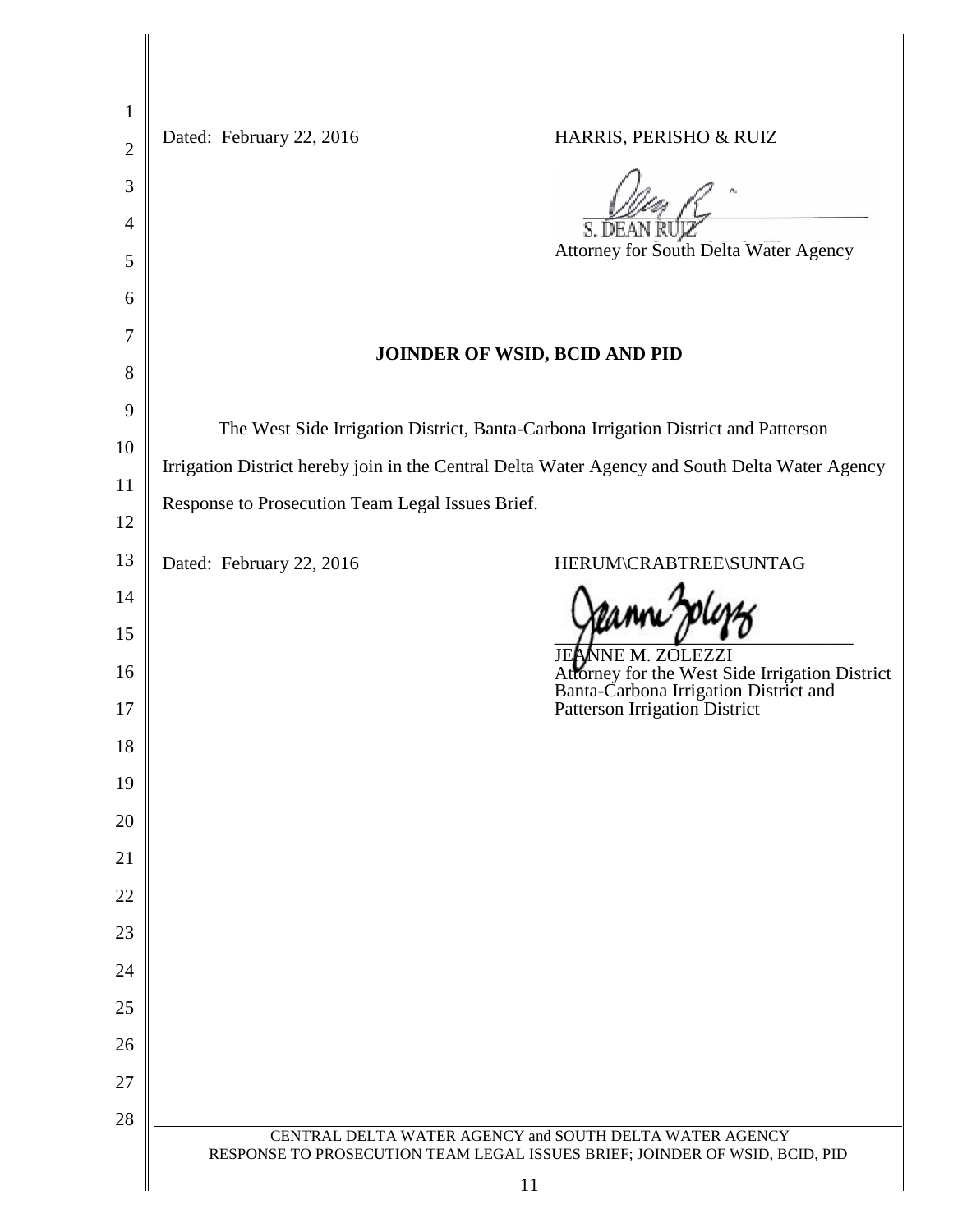Dated: February 22, 2016

HARRIS, PERISHO & RUIZ

S. DEAN RUIZ
Attorney for South Delta Water Agency

**JOINDER OF WSID, BCID AND PID**

The West Side Irrigation District, Banta-Carbona Irrigation District and Patterson Irrigation District hereby join in the Central Delta Water Agency and South Delta Water Agency Response to Prosecution Team Legal Issues Brief.

Dated: February 22, 2016

HERUM\CRABTREE\SUNTAG

JEANNE M. ZOLEZZI
Attorney for the West Side Irrigation District
Banta-Carbona Irrigation District and
Patterson Irrigation District